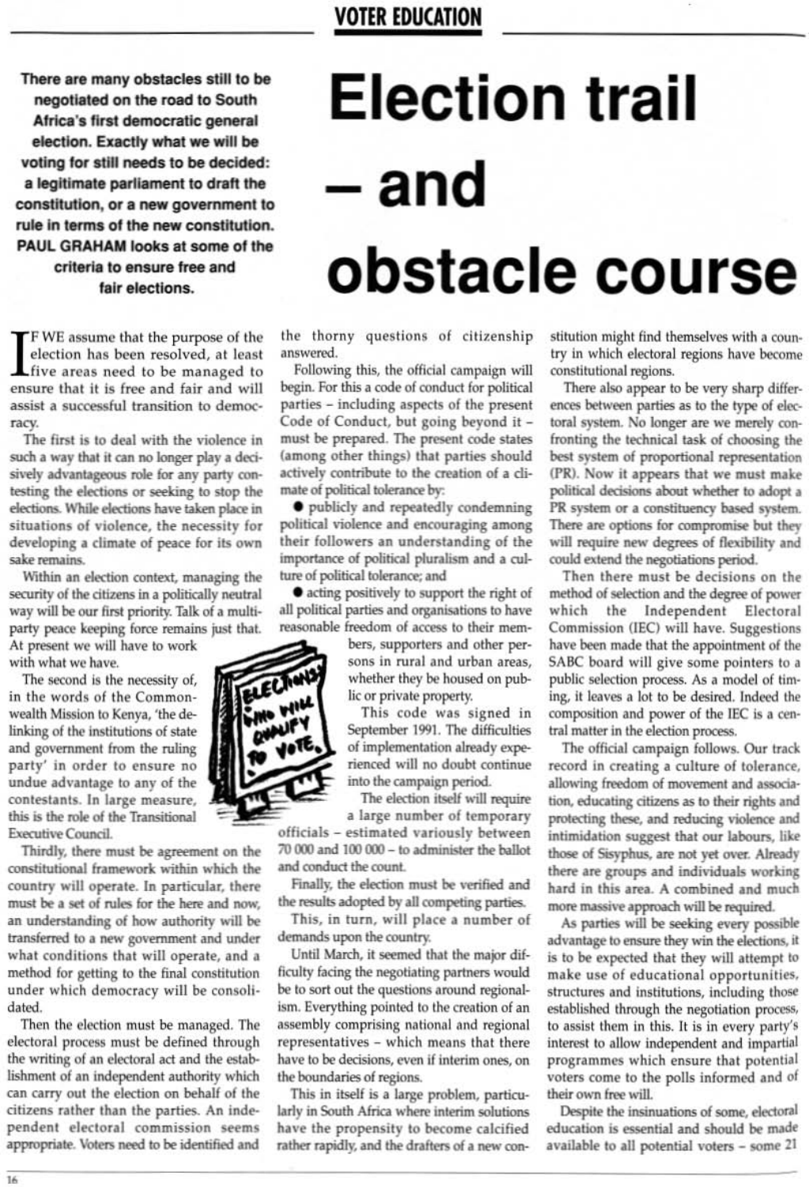# Election trail – and obstacle course

**There are many obstacles still to be negotiated on the road to South Africa's first democratic general election. Exactly what we will be voting for still needs to be decided: a legitimate parliament to draft the constitution, or a new government to rule in terms of the new constitution. PAUL GRAHAM looks at some of the criteria to ensure free and fair elections.**

IF WE assume that the purpose of the election has been resolved, at least five areas need to be managed to ensure that it is free and fair and will assist a successful transition to democracy.

The first is to deal with the violence in such a way that it can no longer play a decisively advantageous role for any party contesting the elections or seeking to stop the elections. While elections have taken place in situations of violence, the necessity for developing a climate of peace for its own sake remains.

Within an election context, managing the security of the citizens in a politically neutral way will be our first priority. Talk of a multiparty peace keeping force remains just that. At present we will have to work with what we have.

The second is the necessity of, in the words of the Commonwealth Mission to Kenya, 'the de-linking of the institutions of state and government from the ruling party' in order to ensure no undue advantage to any of the contestants. In large measure, this is the role of the Transitional Executive Council.

Thirdly, there must be agreement on the constitutional framework within which the country will operate. In particular, there must be a set of rules for the here and now, an understanding of how authority will be transferred to a new government and under what conditions that will operate, and a method for getting to the final constitution under which democracy will be consolidated.

Then the election must be managed. The electoral process must be defined through the writing of an electoral act and the establishment of an independent authority which can carry out the election on behalf of the citizens rather than the parties. An independent electoral commission seems appropriate. Voters need to be identified and the thorny questions of citizenship answered.

Following this, the official campaign will begin. For this a code of conduct for political parties – including aspects of the present Code of Conduct, but going beyond it – must be prepared. The present code states (among other things) that parties should actively contribute to the creation of a climate of political tolerance by:

- publicly and repeatedly condemning political violence and encouraging among their followers an understanding of the importance of political pluralism and a culture of political tolerance; and
- acting positively to support the right of all political parties and organisations to have reasonable freedom of access to their members, supporters and other persons in rural and urban areas, whether they be housed on public or private property.

This code was signed in September 1991. The difficulties of implementation already experienced will no doubt continue into the campaign period.

The election itself will require a large number of temporary officials – estimated variously between 70 000 and 100 000 – to administer the ballot and conduct the count.

Finally, the election must be verified and the results adopted by all competing parties.

This, in turn, will place a number of demands upon the country.

Until March, it seemed that the major difficulty facing the negotiating partners would be to sort out the questions around regionalism. Everything pointed to the creation of an assembly comprising national and regional representatives – which means that there have to be decisions, even if interim ones, on the boundaries of regions.

This in itself is a large problem, particularly in South Africa where interim solutions have the propensity to become calcified rather rapidly, and the drafters of a new constitution might find themselves with a country in which electoral regions have become constitutional regions.

There also appear to be very sharp differences between parties as to the type of electoral system. No longer are we merely confronting the technical task of choosing the best system of proportional representation (PR). Now it appears that we must make political decisions about whether to adopt a PR system or a constituency based system. There are options for compromise but they will require new degrees of flexibility and could extend the negotiations period.

Then there must be decisions on the method of selection and the degree of power which the Independent Electoral Commission (IEC) will have. Suggestions have been made that the appointment of the SABC board will give some pointers to a public selection process. As a model of timing, it leaves a lot to be desired. Indeed the composition and power of the IEC is a central matter in the election process.

The official campaign follows. Our track record in creating a culture of tolerance, allowing freedom of movement and association, educating citizens as to their rights and protecting these, and reducing violence and intimidation suggest that our labours, like those of Sisyphus, are not yet over. Already there are groups and individuals working hard in this area. A combined and much more massive approach will be required.

As parties will be seeking every possible advantage to ensure they win the elections, it is to be expected that they will attempt to make use of educational opportunities, structures and institutions, including those established through the negotiation process, to assist them in this. It is in every party's interest to allow independent and impartial programmes which ensure that potential voters come to the polls informed and of their own free will.

Despite the insinuations of some, electoral education is essential and should be made available to all potential voters – some 21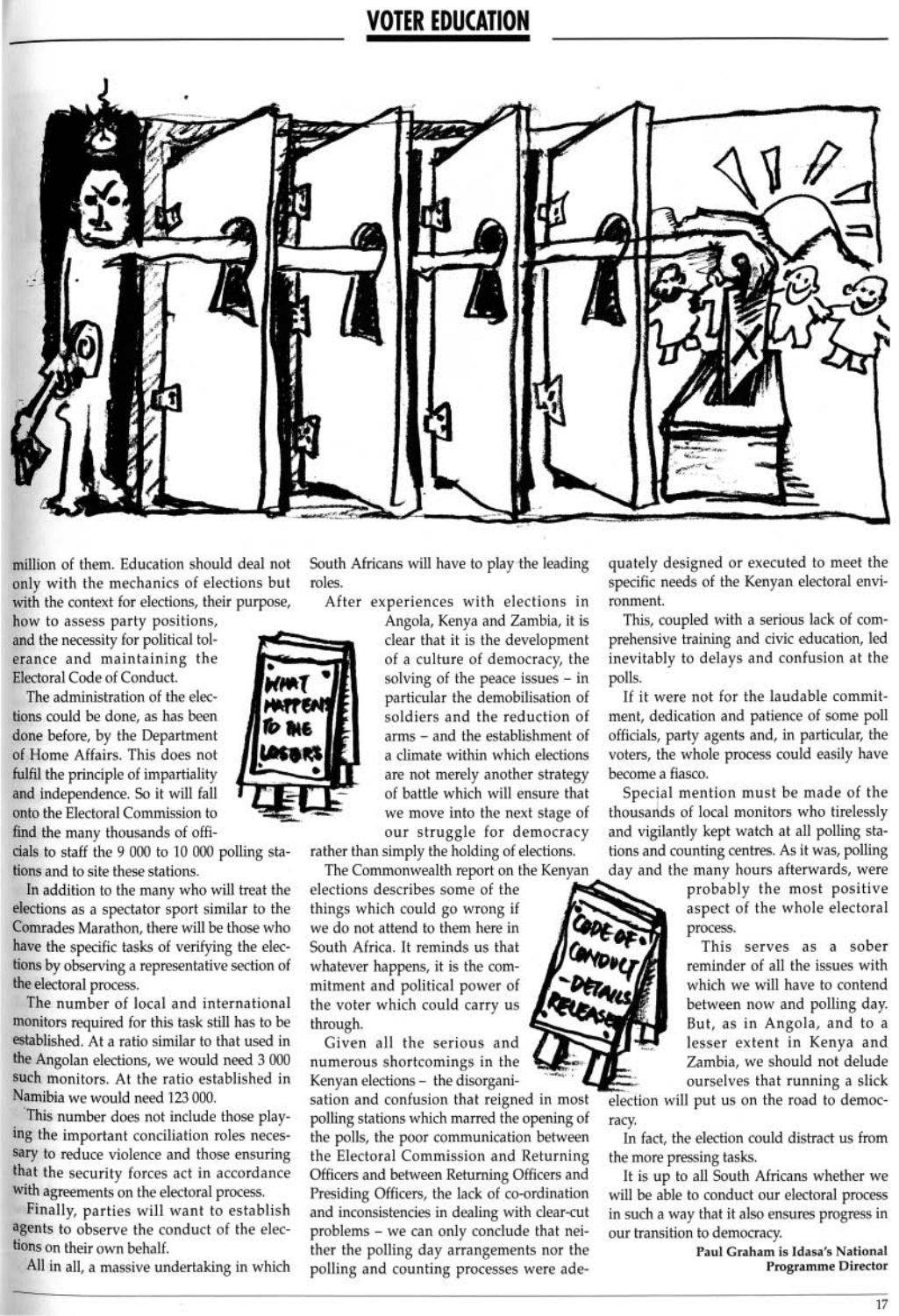million of them. Education should deal not only with the mechanics of elections but with the context for elections, their purpose, how to assess party positions, and the necessity for political tolerance and maintaining the Electoral Code of Conduct.

The administration of the elections could be done, as has been done before, by the Department of Home Affairs. This does not fulfil the principle of impartiality and independence. So it will fall onto the Electoral Commission to find the many thousands of officials to staff the 9 000 to 10 000 polling stations and to site these stations.

In addition to the many who will treat the elections as a spectator sport similar to the Comrades Marathon, there will be those who have the specific tasks of verifying the elections by observing a representative section of the electoral process.

The number of local and international monitors required for this task still has to be established. At a ratio similar to that used in the Angolan elections, we would need 3 000 such monitors. At the ratio established in Namibia we would need 123 000.

This number does not include those playing the important conciliation roles necessary to reduce violence and those ensuring that the security forces act in accordance with agreements on the electoral process.

Finally, parties will want to establish agents to observe the conduct of the elections on their own behalf.

All in all, a massive undertaking in which South Africans will have to play the leading roles.

After experiences with elections in Angola, Kenya and Zambia, it is clear that it is the development of a culture of democracy, the solving of the peace issues – in particular the demobilisation of soldiers and the reduction of arms – and the establishment of a climate within which elections are not merely another strategy of battle which will ensure that we move into the next stage of our struggle for democracy rather than simply the holding of elections.

The Commonwealth report on the Kenyan elections describes some of the things which could go wrong if we do not attend to them here in South Africa. It reminds us that whatever happens, it is the commitment and political power of the voter which could carry us through.

Given all the serious and numerous shortcomings in the Kenyan elections – the disorganisation and confusion that reigned in most polling stations which marred the opening of the polls, the poor communication between the Electoral Commission and Returning Officers and between Returning Officers and Presiding Officers, the lack of co-ordination and inconsistencies in dealing with clear-cut problems – we can only conclude that neither the polling day arrangements nor the polling and counting processes were adequately designed or executed to meet the specific needs of the Kenyan electoral environment.

This, coupled with a serious lack of comprehensive training and civic education, led inevitably to delays and confusion at the polls.

If it were not for the laudable commitment, dedication and patience of some poll officials, party agents and, in particular, the voters, the whole process could easily have become a fiasco.

Special mention must be made of the thousands of local monitors who tirelessly and vigilantly kept watch at all polling stations and counting centres. As it was, polling day and the many hours afterwards, were probably the most positive aspect of the whole electoral process.

This serves as a sober reminder of all the issues with which we will have to contend between now and polling day. But, as in Angola, and to a lesser extent in Kenya and Zambia, we should not delude ourselves that running a slick election will put us on the road to democracy.

In fact, the election could distract us from the more pressing tasks.

It is up to all South Africans whether we will be able to conduct our electoral process in such a way that it also ensures progress in our transition to democracy.

**Paul Graham is Idasa's National Programme Director**